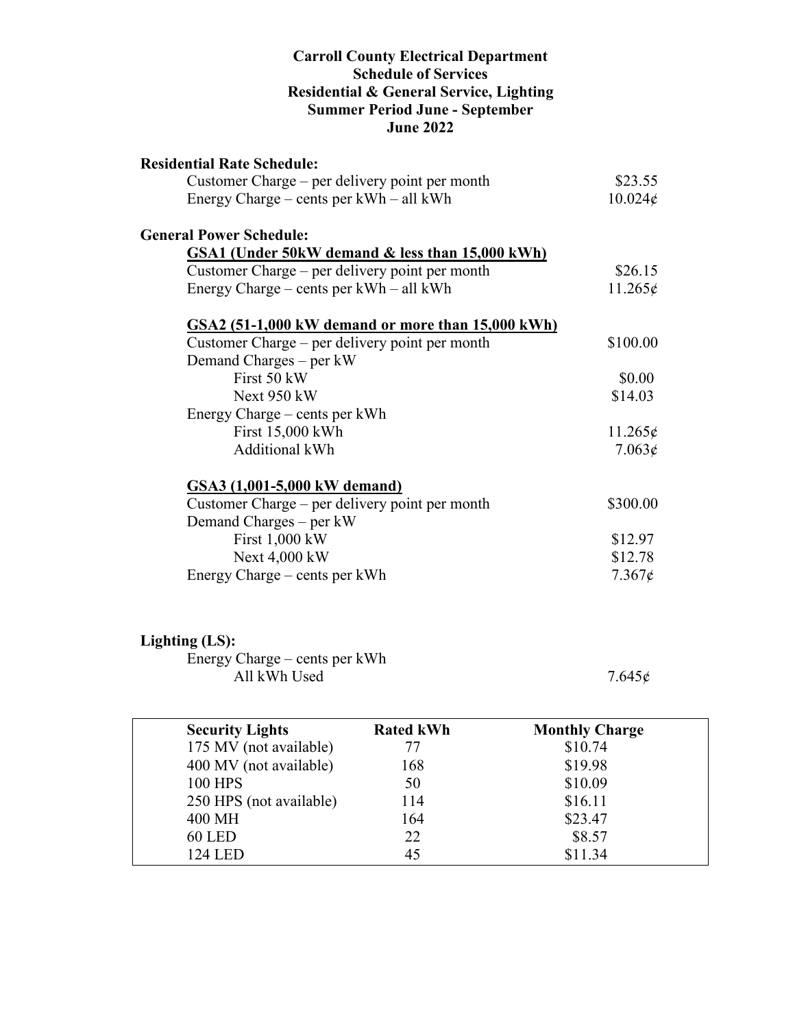# Carroll County Electrical Department
## Schedule of Services
## Residential & General Service, Lighting
## Summer Period June - September
## June 2022

**Residential Rate Schedule:**

| | |
|---|---|
| Customer Charge – per delivery point per month | \$23.55 |
| Energy Charge – cents per kWh – all kWh | 10.024¢ |

**General Power Schedule:**

**GSA1 (Under 50kW demand & less than 15,000 kWh)**

| | |
|---|---|
| Customer Charge – per delivery point per month | \$26.15 |
| Energy Charge – cents per kWh – all kWh | 11.265¢ |

**GSA2 (51-1,000 kW demand or more than 15,000 kWh)**

| | |
|---|---|
| Customer Charge – per delivery point per month | \$100.00 |
| Demand Charges – per kW | |
| First 50 kW | \$0.00 |
| Next 950 kW | \$14.03 |
| Energy Charge – cents per kWh | |
| First 15,000 kWh | 11.265¢ |
| Additional kWh | 7.063¢ |

**GSA3 (1,001-5,000 kW demand)**

| | |
|---|---|
| Customer Charge – per delivery point per month | \$300.00 |
| Demand Charges – per kW | |
| First 1,000 kW | \$12.97 |
| Next 4,000 kW | \$12.78 |
| Energy Charge – cents per kWh | 7.367¢ |

**Lighting (LS):**

| | |
|---|---|
| Energy Charge – cents per kWh | |
| All kWh Used | 7.645¢ |

| Security Lights | Rated kWh | Monthly Charge |
|---|---|---|
| 175 MV (not available) | 77 | \$10.74 |
| 400 MV (not available) | 168 | \$19.98 |
| 100 HPS | 50 | \$10.09 |
| 250 HPS (not available) | 114 | \$16.11 |
| 400 MH | 164 | \$23.47 |
| 60 LED | 22 | \$8.57 |
| 124 LED | 45 | \$11.34 |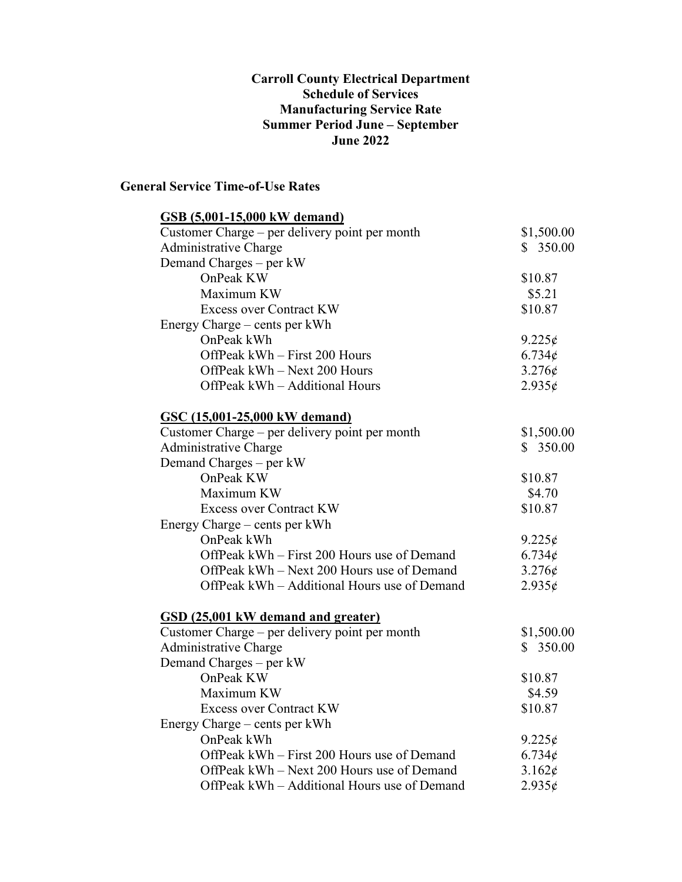**Carroll County Electrical Department**
**Schedule of Services**
**Manufacturing Service Rate**
**Summer Period June – September**
**June 2022**

## General Service Time-of-Use Rates

### GSB (5,001-15,000 kW demand)

| | |
|---|---|
| Customer Charge – per delivery point per month | $1,500.00 |
| Administrative Charge | $ 350.00 |
| Demand Charges – per kW | |
| OnPeak KW | $10.87 |
| Maximum KW | $5.21 |
| Excess over Contract KW | $10.87 |
| Energy Charge – cents per kWh | |
| OnPeak kWh | 9.225¢ |
| OffPeak kWh – First 200 Hours | 6.734¢ |
| OffPeak kWh – Next 200 Hours | 3.276¢ |
| OffPeak kWh – Additional Hours | 2.935¢ |

### GSC (15,001-25,000 kW demand)

| | |
|---|---|
| Customer Charge – per delivery point per month | $1,500.00 |
| Administrative Charge | $ 350.00 |
| Demand Charges – per kW | |
| OnPeak KW | $10.87 |
| Maximum KW | $4.70 |
| Excess over Contract KW | $10.87 |
| Energy Charge – cents per kWh | |
| OnPeak kWh | 9.225¢ |
| OffPeak kWh – First 200 Hours use of Demand | 6.734¢ |
| OffPeak kWh – Next 200 Hours use of Demand | 3.276¢ |
| OffPeak kWh – Additional Hours use of Demand | 2.935¢ |

### GSD (25,001 kW demand and greater)

| | |
|---|---|
| Customer Charge – per delivery point per month | $1,500.00 |
| Administrative Charge | $ 350.00 |
| Demand Charges – per kW | |
| OnPeak KW | $10.87 |
| Maximum KW | $4.59 |
| Excess over Contract KW | $10.87 |
| Energy Charge – cents per kWh | |
| OnPeak kWh | 9.225¢ |
| OffPeak kWh – First 200 Hours use of Demand | 6.734¢ |
| OffPeak kWh – Next 200 Hours use of Demand | 3.162¢ |
| OffPeak kWh – Additional Hours use of Demand | 2.935¢ |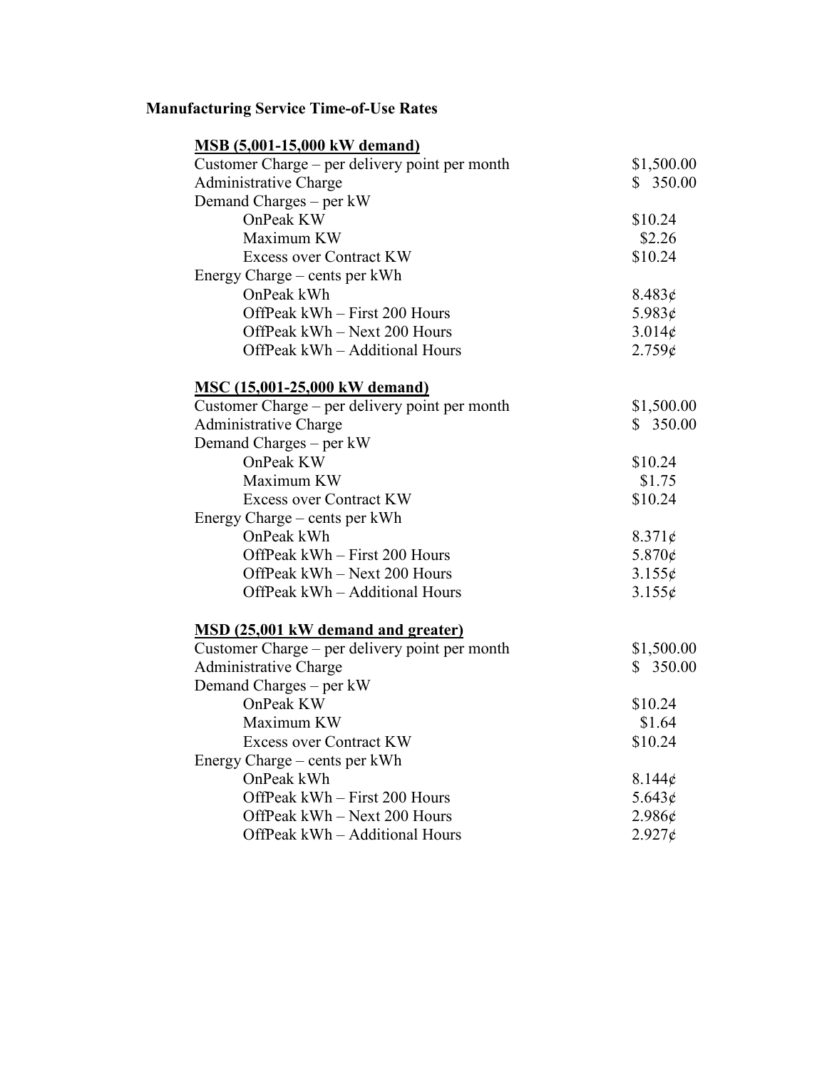**Manufacturing Service Time-of-Use Rates**

| | |
|---|---|
| **MSB (5,001-15,000 kW demand)** | |
| Customer Charge – per delivery point per month | $1,500.00 |
| Administrative Charge | $ 350.00 |
| Demand Charges – per kW | |
| OnPeak KW | $10.24 |
| Maximum KW | $2.26 |
| Excess over Contract KW | $10.24 |
| Energy Charge – cents per kWh | |
| OnPeak kWh | 8.483¢ |
| OffPeak kWh – First 200 Hours | 5.983¢ |
| OffPeak kWh – Next 200 Hours | 3.014¢ |
| OffPeak kWh – Additional Hours | 2.759¢ |

| | |
|---|---|
| **MSC (15,001-25,000 kW demand)** | |
| Customer Charge – per delivery point per month | $1,500.00 |
| Administrative Charge | $ 350.00 |
| Demand Charges – per kW | |
| OnPeak KW | $10.24 |
| Maximum KW | $1.75 |
| Excess over Contract KW | $10.24 |
| Energy Charge – cents per kWh | |
| OnPeak kWh | 8.371¢ |
| OffPeak kWh – First 200 Hours | 5.870¢ |
| OffPeak kWh – Next 200 Hours | 3.155¢ |
| OffPeak kWh – Additional Hours | 3.155¢ |

| | |
|---|---|
| **MSD (25,001 kW demand and greater)** | |
| Customer Charge – per delivery point per month | $1,500.00 |
| Administrative Charge | $ 350.00 |
| Demand Charges – per kW | |
| OnPeak KW | $10.24 |
| Maximum KW | $1.64 |
| Excess over Contract KW | $10.24 |
| Energy Charge – cents per kWh | |
| OnPeak kWh | 8.144¢ |
| OffPeak kWh – First 200 Hours | 5.643¢ |
| OffPeak kWh – Next 200 Hours | 2.986¢ |
| OffPeak kWh – Additional Hours | 2.927¢ |